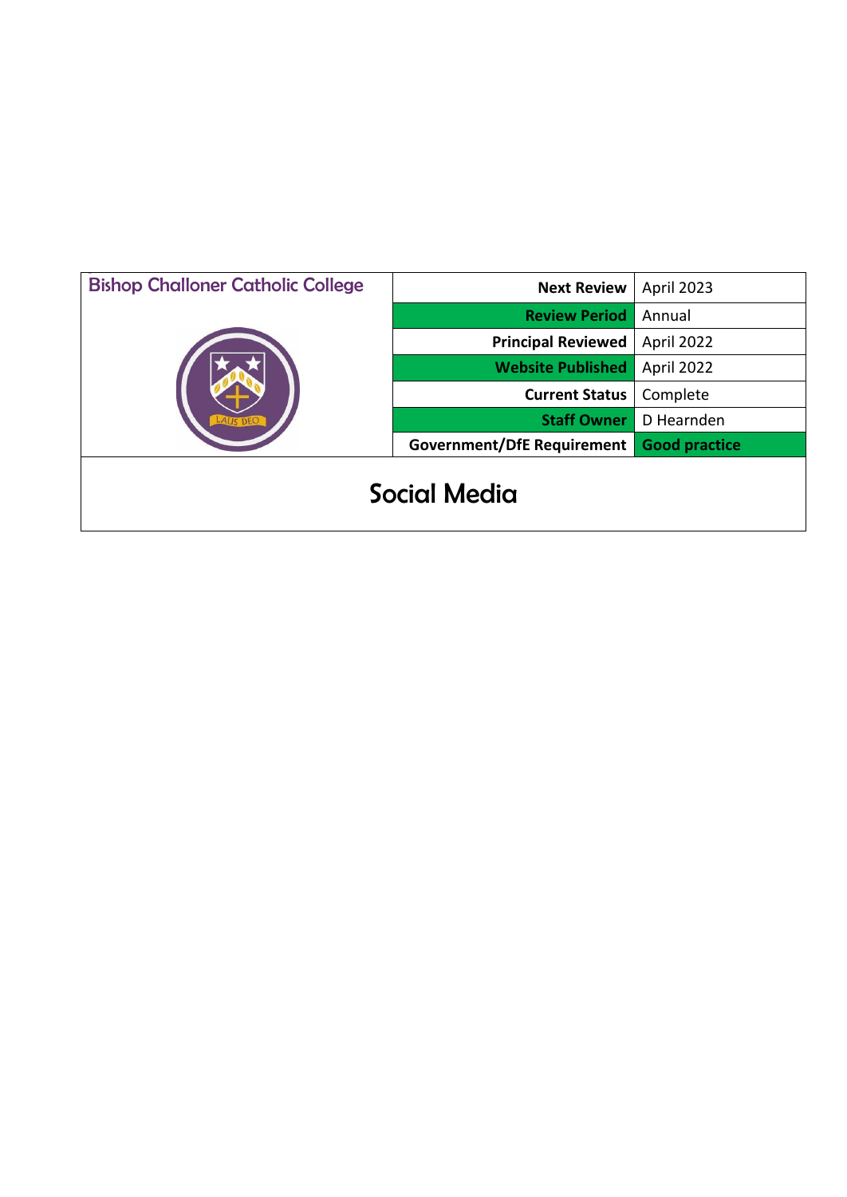| Bishop Challoner Catholic College | | |
| --- | --- | --- |
| | **Next Review** | April 2023 |
| | **Review Period** | Annual |
| | **Principal Reviewed** | April 2022 |
| | **Website Published** | April 2022 |
| | **Current Status** | Complete |
| | **Staff Owner** | D Hearnden |
| | **Government/DfE Requirement** | **Good practice** |

# Social Media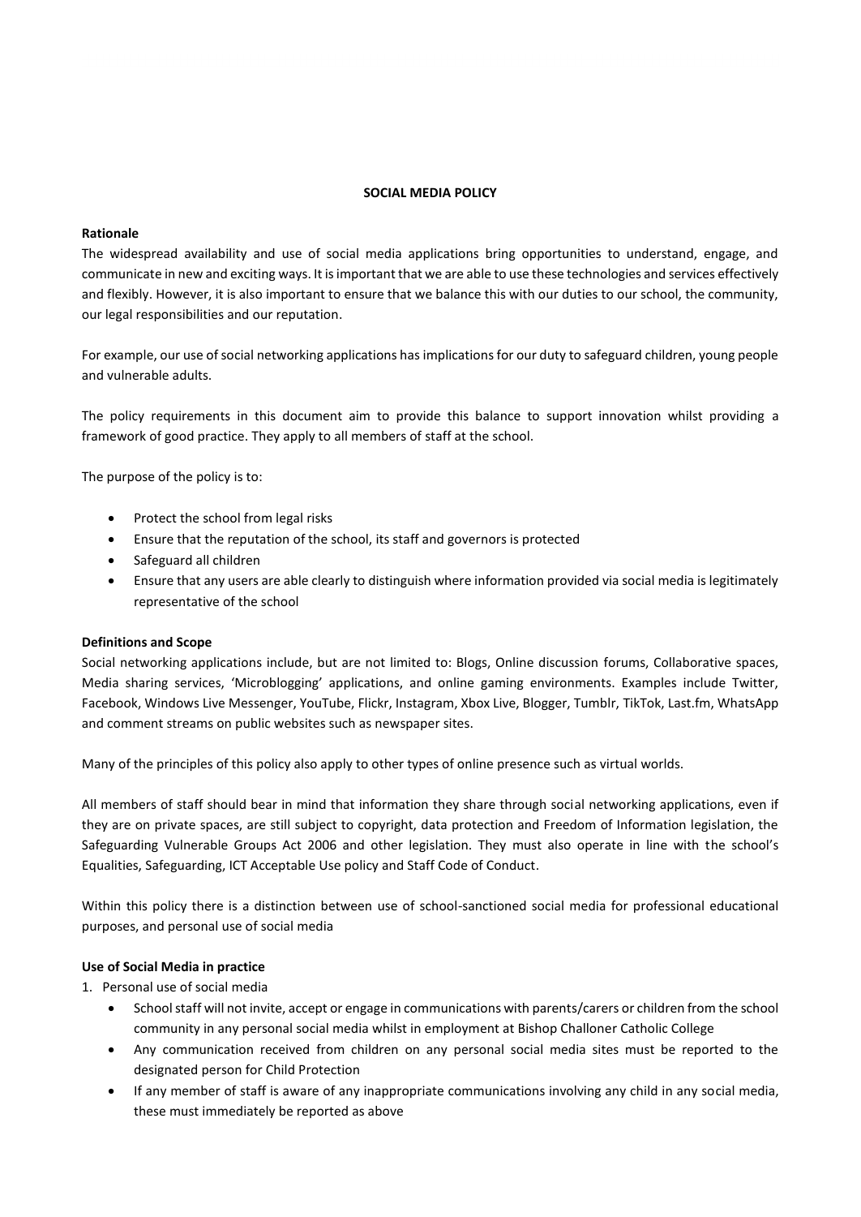## SOCIAL MEDIA POLICY

**Rationale**

The widespread availability and use of social media applications bring opportunities to understand, engage, and communicate in new and exciting ways. It is important that we are able to use these technologies and services effectively and flexibly. However, it is also important to ensure that we balance this with our duties to our school, the community, our legal responsibilities and our reputation.

For example, our use of social networking applications has implications for our duty to safeguard children, young people and vulnerable adults.

The policy requirements in this document aim to provide this balance to support innovation whilst providing a framework of good practice. They apply to all members of staff at the school.

The purpose of the policy is to:

- Protect the school from legal risks
- Ensure that the reputation of the school, its staff and governors is protected
- Safeguard all children
- Ensure that any users are able clearly to distinguish where information provided via social media is legitimately representative of the school

**Definitions and Scope**

Social networking applications include, but are not limited to: Blogs, Online discussion forums, Collaborative spaces, Media sharing services, 'Microblogging' applications, and online gaming environments. Examples include Twitter, Facebook, Windows Live Messenger, YouTube, Flickr, Instagram, Xbox Live, Blogger, Tumblr, TikTok, Last.fm, WhatsApp and comment streams on public websites such as newspaper sites.

Many of the principles of this policy also apply to other types of online presence such as virtual worlds.

All members of staff should bear in mind that information they share through social networking applications, even if they are on private spaces, are still subject to copyright, data protection and Freedom of Information legislation, the Safeguarding Vulnerable Groups Act 2006 and other legislation. They must also operate in line with the school's Equalities, Safeguarding, ICT Acceptable Use policy and Staff Code of Conduct.

Within this policy there is a distinction between use of school-sanctioned social media for professional educational purposes, and personal use of social media

**Use of Social Media in practice**

1. Personal use of social media
   - School staff will not invite, accept or engage in communications with parents/carers or children from the school community in any personal social media whilst in employment at Bishop Challoner Catholic College
   - Any communication received from children on any personal social media sites must be reported to the designated person for Child Protection
   - If any member of staff is aware of any inappropriate communications involving any child in any social media, these must immediately be reported as above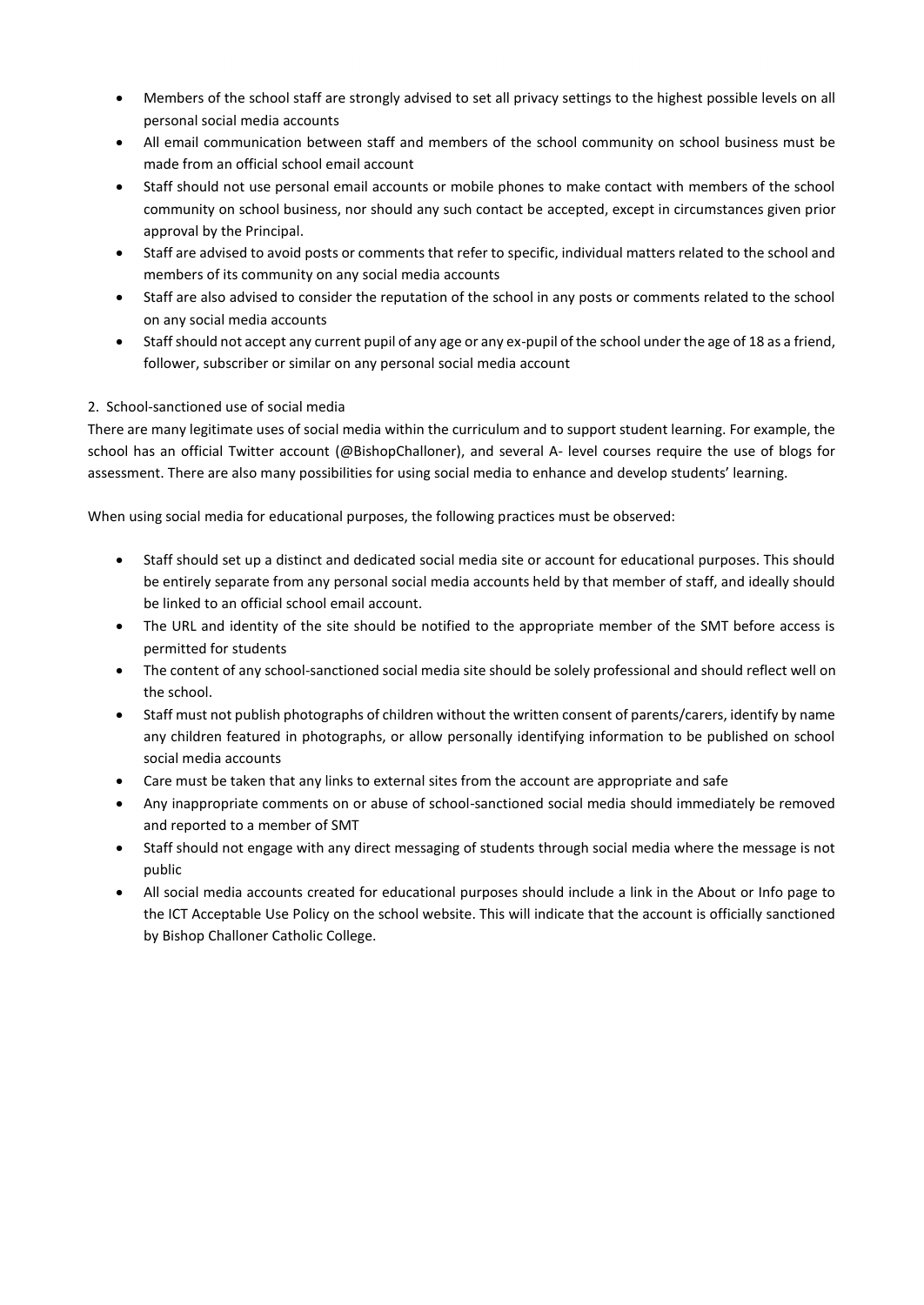- Members of the school staff are strongly advised to set all privacy settings to the highest possible levels on all personal social media accounts
- All email communication between staff and members of the school community on school business must be made from an official school email account
- Staff should not use personal email accounts or mobile phones to make contact with members of the school community on school business, nor should any such contact be accepted, except in circumstances given prior approval by the Principal.
- Staff are advised to avoid posts or comments that refer to specific, individual matters related to the school and members of its community on any social media accounts
- Staff are also advised to consider the reputation of the school in any posts or comments related to the school on any social media accounts
- Staff should not accept any current pupil of any age or any ex-pupil of the school under the age of 18 as a friend, follower, subscriber or similar on any personal social media account

2. School-sanctioned use of social media

There are many legitimate uses of social media within the curriculum and to support student learning. For example, the school has an official Twitter account (@BishopChalloner), and several A- level courses require the use of blogs for assessment. There are also many possibilities for using social media to enhance and develop students' learning.

When using social media for educational purposes, the following practices must be observed:

- Staff should set up a distinct and dedicated social media site or account for educational purposes. This should be entirely separate from any personal social media accounts held by that member of staff, and ideally should be linked to an official school email account.
- The URL and identity of the site should be notified to the appropriate member of the SMT before access is permitted for students
- The content of any school-sanctioned social media site should be solely professional and should reflect well on the school.
- Staff must not publish photographs of children without the written consent of parents/carers, identify by name any children featured in photographs, or allow personally identifying information to be published on school social media accounts
- Care must be taken that any links to external sites from the account are appropriate and safe
- Any inappropriate comments on or abuse of school-sanctioned social media should immediately be removed and reported to a member of SMT
- Staff should not engage with any direct messaging of students through social media where the message is not public
- All social media accounts created for educational purposes should include a link in the About or Info page to the ICT Acceptable Use Policy on the school website. This will indicate that the account is officially sanctioned by Bishop Challoner Catholic College.